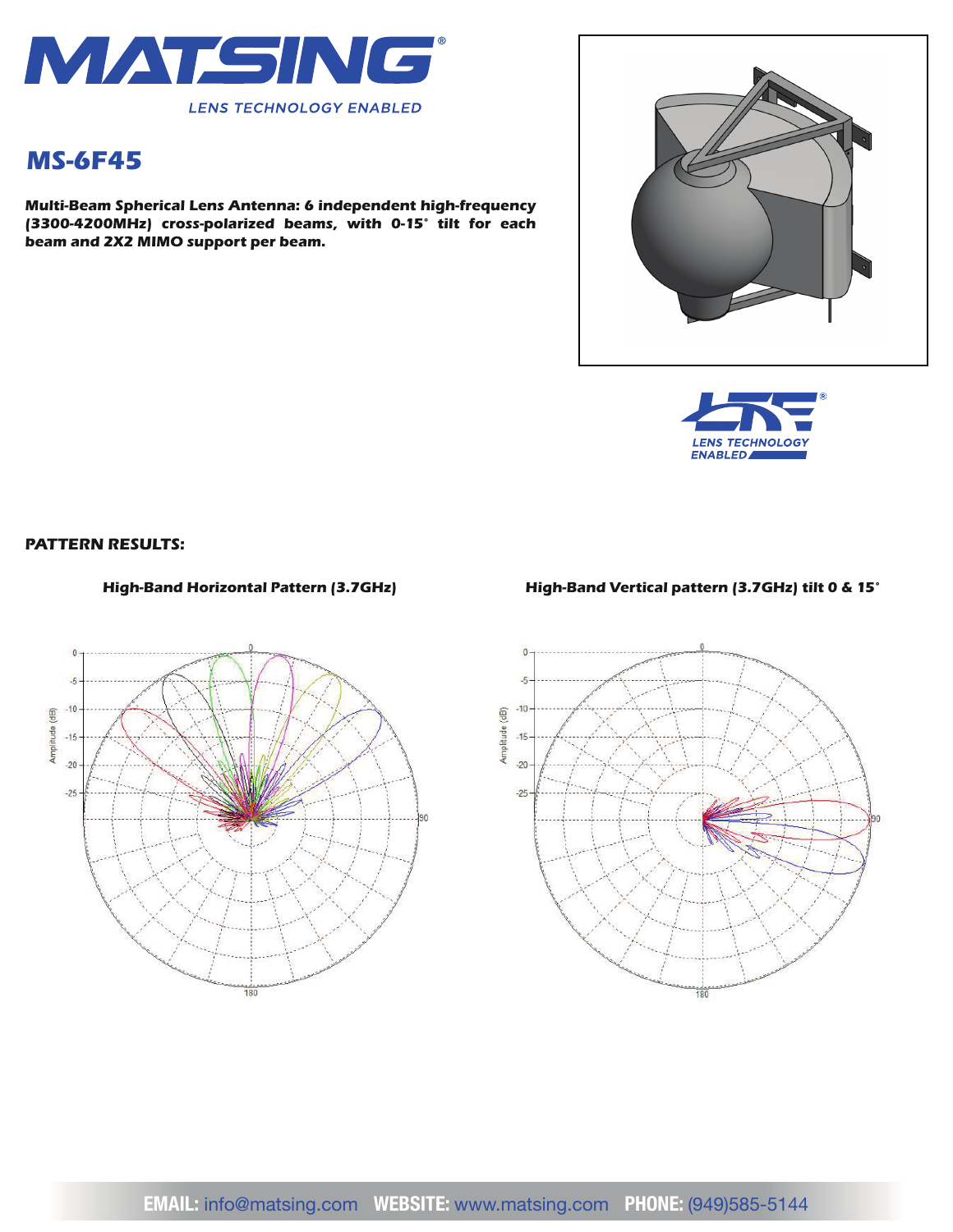# MATSING

LENS TECHNOLOGY ENABLED

## MS-6F45

**Multi-Beam Spherical Lens Antenna: 6 independent high-frequency (3300-4200MHz) cross-polarized beams, with 0-15° tilt for each beam and 2X2 MIMO support per beam.**

LENS TECHNOLOGY ENABLED

### PATTERN RESULTS:

**High-Band Horizontal Pattern (3.7GHz)**

**High-Band Vertical pattern (3.7GHz) tilt 0 & 15°**

**EMAIL:** info@matsing.com **WEBSITE:** www.matsing.com **PHONE:** (949)585-5144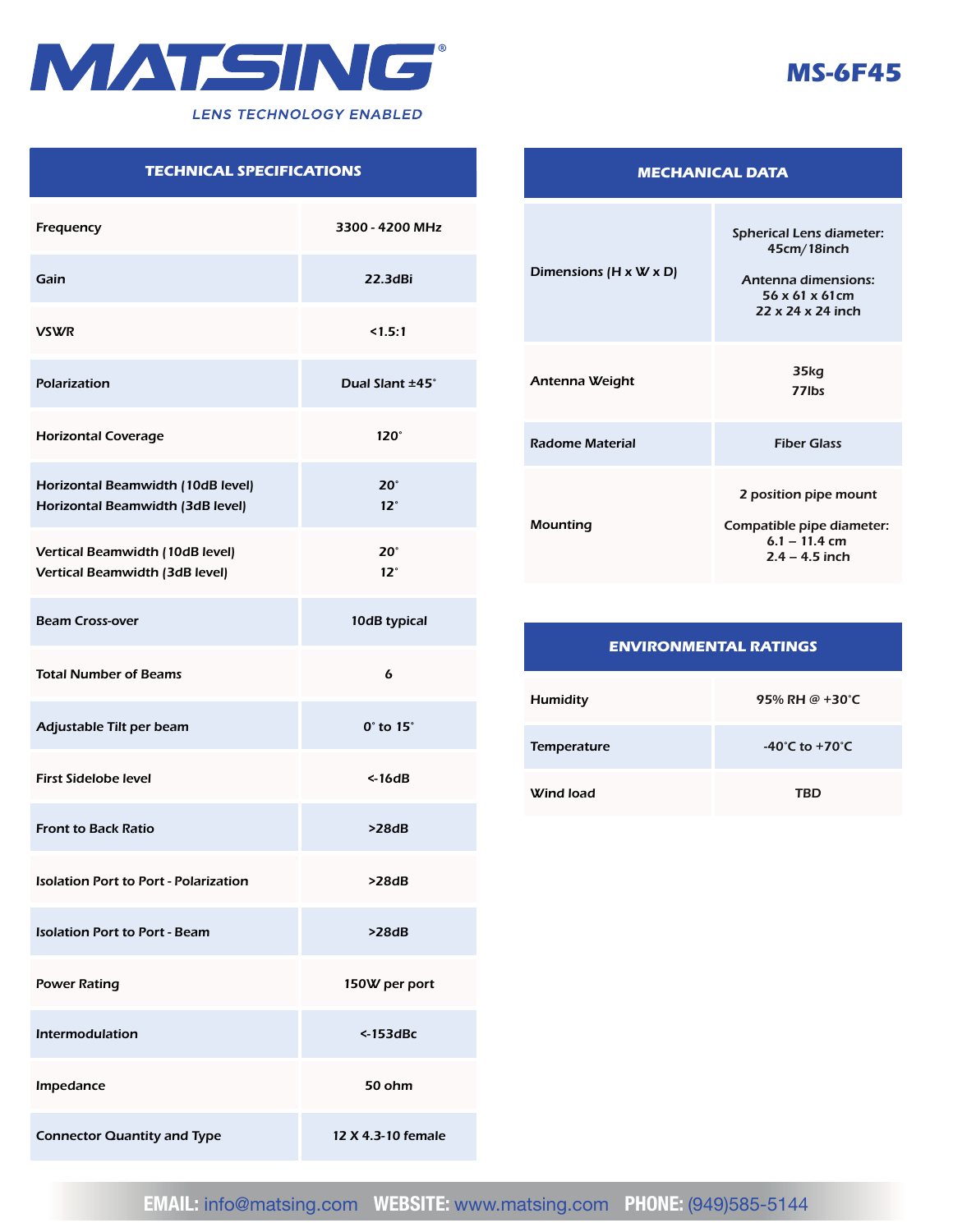# MATSING

LENS TECHNOLOGY ENABLED

## MS-6F45

| TECHNICAL SPECIFICATIONS | |
|---|---|
| Frequency | 3300 - 4200 MHz |
| Gain | 22.3dBi |
| VSWR | <1.5:1 |
| Polarization | Dual Slant ±45° |
| Horizontal Coverage | 120° |
| Horizontal Beamwidth (10dB level)<br>Horizontal Beamwidth (3dB level) | 20°<br>12° |
| Vertical Beamwidth (10dB level)<br>Vertical Beamwidth (3dB level) | 20°<br>12° |
| Beam Cross-over | 10dB typical |
| Total Number of Beams | 6 |
| Adjustable Tilt per beam | 0° to 15° |
| First Sidelobe level | <-16dB |
| Front to Back Ratio | >28dB |
| Isolation Port to Port - Polarization | >28dB |
| Isolation Port to Port - Beam | >28dB |
| Power Rating | 150W per port |
| Intermodulation | <-153dBc |
| Impedance | 50 ohm |
| Connector Quantity and Type | 12 X 4.3-10 female |

| MECHANICAL DATA | |
|---|---|
| Dimensions (H x W x D) | Spherical Lens diameter: 45cm/18inch<br><br>Antenna dimensions:<br>56 x 61 x 61cm<br>22 x 24 x 24 inch |
| Antenna Weight | 35kg<br>77lbs |
| Radome Material | Fiber Glass |
| Mounting | 2 position pipe mount<br><br>Compatible pipe diameter:<br>6.1 – 11.4 cm<br>2.4 – 4.5 inch |

| ENVIRONMENTAL RATINGS | |
|---|---|
| Humidity | 95% RH @ +30°C |
| Temperature | -40°C to +70°C |
| Wind load | TBD |

**EMAIL:** info@matsing.com **WEBSITE:** www.matsing.com **PHONE:** (949)585-5144